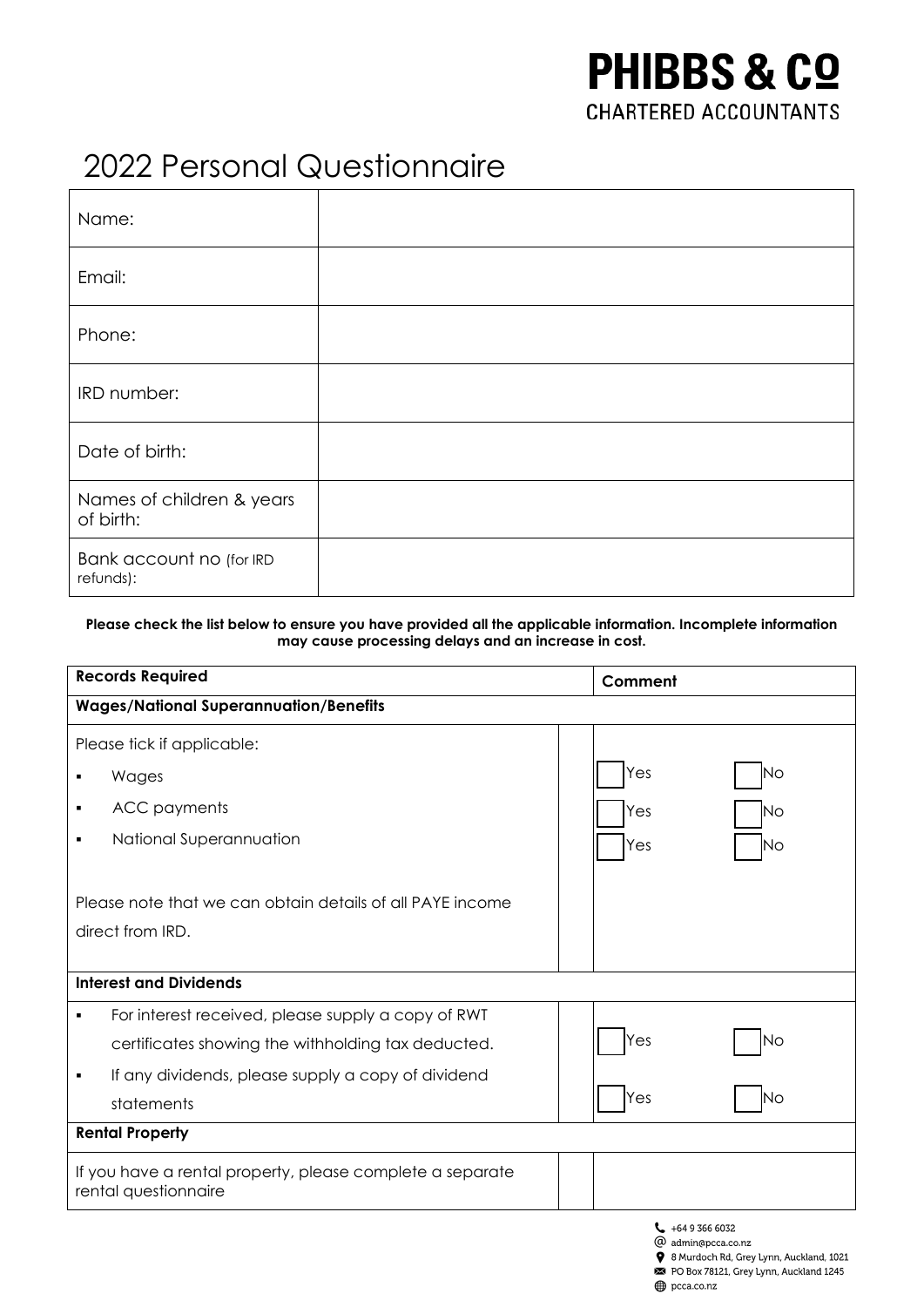**PHIBBS & Co**
CHARTERED ACCOUNTANTS

# 2022 Personal Questionnaire

| | |
|---|---|
| Name: | |
| Email: | |
| Phone: | |
| IRD number: | |
| Date of birth: | |
| Names of children & years of birth: | |
| Bank account no (for IRD refunds): | |

**Please check the list below to ensure you have provided all the applicable information. Incomplete information may cause processing delays and an increase in cost.**

| Records Required | | Comment |
|---|---|---|
| **Wages/National Superannuation/Benefits** | | |
| Please tick if applicable:<br>▪ Wages<br>▪ ACC payments<br>▪ National Superannuation<br><br>Please note that we can obtain details of all PAYE income direct from IRD. | | <br>☐ Yes ☐ No<br>☐ Yes ☐ No<br>☐ Yes ☐ No |
| **Interest and Dividends** | | |
| ▪ For interest received, please supply a copy of RWT certificates showing the withholding tax deducted.<br>▪ If any dividends, please supply a copy of dividend statements | | ☐ Yes ☐ No<br>☐ Yes ☐ No |
| **Rental Property** | | |
| If you have a rental property, please complete a separate rental questionnaire | | |

+64 9 366 6032
admin@pcca.co.nz
8 Murdoch Rd, Grey Lynn, Auckland, 1021
PO Box 78121, Grey Lynn, Auckland 1245
pcca.co.nz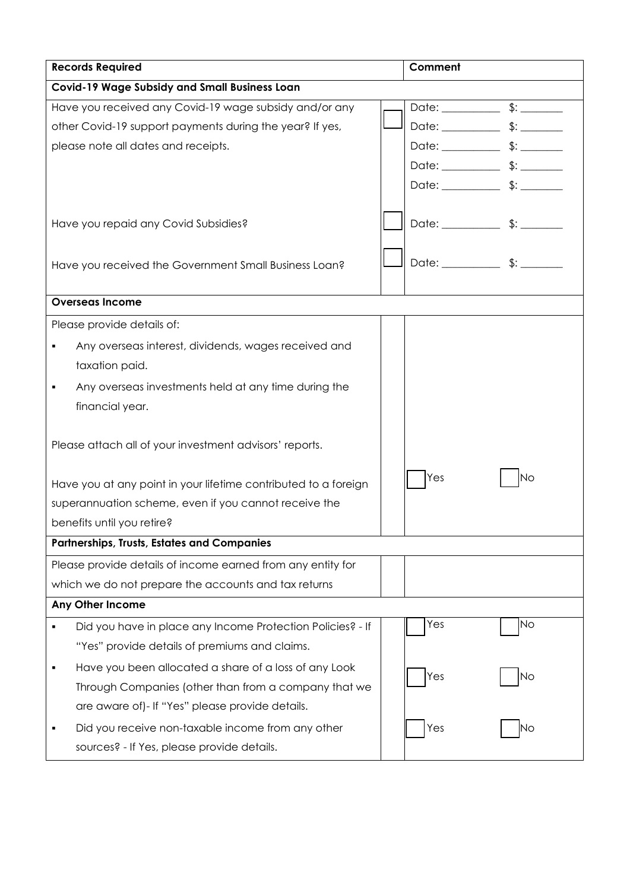| Records Required | | Comment |
|---|---|---|
| **Covid-19 Wage Subsidy and Small Business Loan** | | |
| Have you received any Covid-19 wage subsidy and/or any other Covid-19 support payments during the year? If yes, please note all dates and receipts. | ☐ | Date: ___________ $: ________<br>Date: ___________ $: ________<br>Date: ___________ $: ________<br>Date: ___________ $: ________<br>Date: ___________ $: ________ |
| Have you repaid any Covid Subsidies? | ☐ | Date: ___________ $: ________ |
| Have you received the Government Small Business Loan? | ☐ | Date: ___________ $: ________ |
| **Overseas Income** | | |
| Please provide details of:<br>▪ Any overseas interest, dividends, wages received and taxation paid.<br>▪ Any overseas investments held at any time during the financial year.<br><br>Please attach all of your investment advisors' reports.<br><br>Have you at any point in your lifetime contributed to a foreign superannuation scheme, even if you cannot receive the benefits until you retire? | | ☐ Yes ☐ No |
| **Partnerships, Trusts, Estates and Companies** | | |
| Please provide details of income earned from any entity for which we do not prepare the accounts and tax returns | | |
| **Any Other Income** | | |
| ▪ Did you have in place any Income Protection Policies? - If "Yes" provide details of premiums and claims. | | ☐ Yes ☐ No |
| ▪ Have you been allocated a share of a loss of any Look Through Companies (other than from a company that we are aware of)- If "Yes" please provide details. | | ☐ Yes ☐ No |
| ▪ Did you receive non-taxable income from any other sources? - If Yes, please provide details. | | ☐ Yes ☐ No |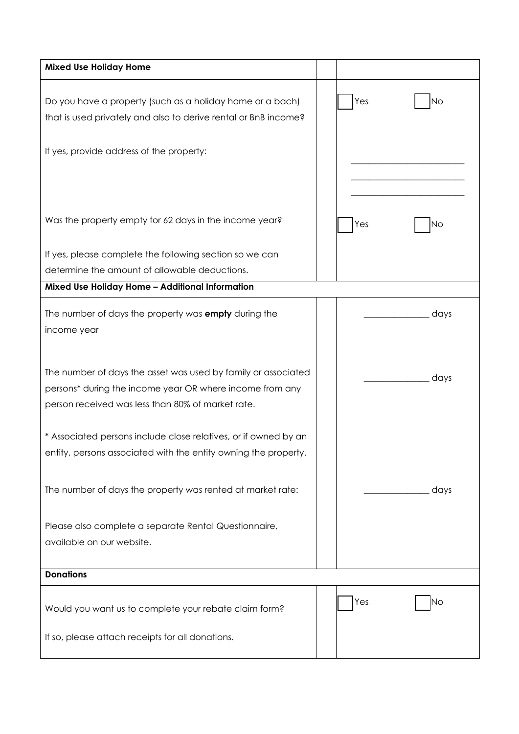| Mixed Use Holiday Home | | |
|---|---|---|
| Do you have a property (such as a holiday home or a bach) that is used privately and also to derive rental or BnB income? | | ☐ Yes ☐ No |
| If yes, provide address of the property: | | ________________________<br>________________________<br>________________________ |
| Was the property empty for 62 days in the income year? | | ☐ Yes ☐ No |
| If yes, please complete the following section so we can determine the amount of allowable deductions. | | |

| Mixed Use Holiday Home – Additional Information | | |
|---|---|---|
| The number of days the property was **empty** during the income year | | ______________ days |
| The number of days the asset was used by family or associated persons* during the income year OR where income from any person received was less than 80% of market rate. | | ______________ days |
| * Associated persons include close relatives, or if owned by an entity, persons associated with the entity owning the property. | | |
| The number of days the property was rented at market rate: | | ______________ days |
| Please also complete a separate Rental Questionnaire, available on our website. | | |

| Donations | | |
|---|---|---|
| Would you want us to complete your rebate claim form? | | ☐ Yes ☐ No |
| If so, please attach receipts for all donations. | | |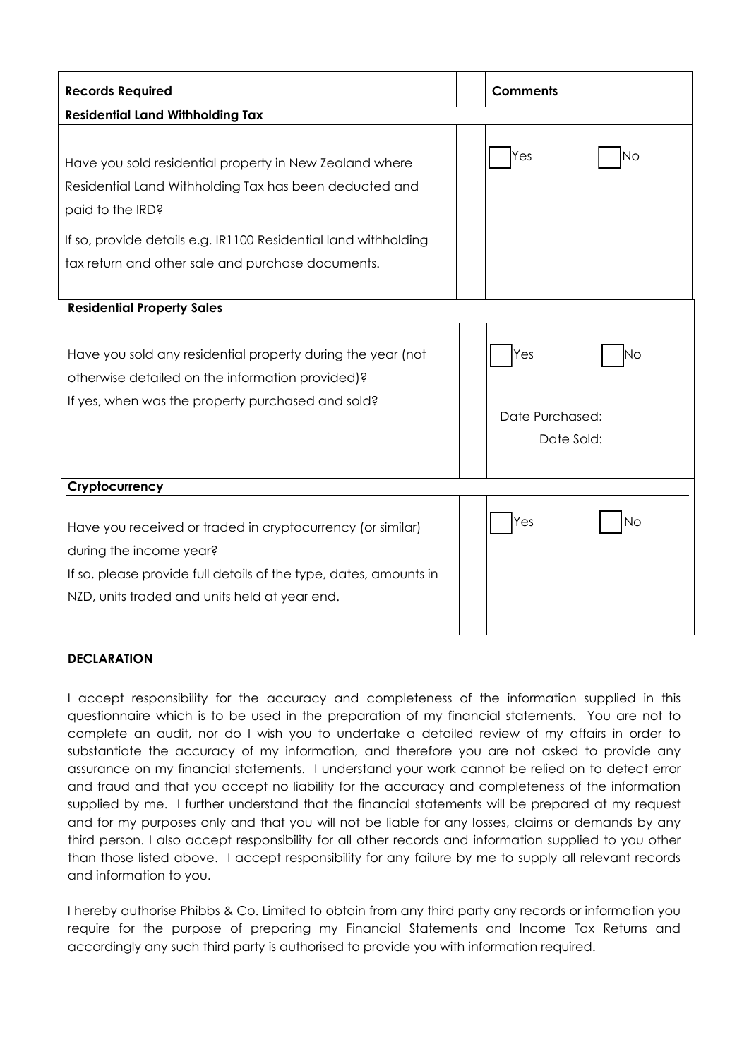| Records Required | Comments |
| --- | --- |
| **Residential Land Withholding Tax** | |
| Have you sold residential property in New Zealand where Residential Land Withholding Tax has been deducted and paid to the IRD?<br><br>If so, provide details e.g. IR1100 Residential land withholding tax return and other sale and purchase documents. | ☐ Yes ☐ No |
| **Residential Property Sales** | |
| Have you sold any residential property during the year (not otherwise detailed on the information provided)?<br>If yes, when was the property purchased and sold? | ☐ Yes ☐ No<br><br>Date Purchased:<br>Date Sold: |
| **Cryptocurrency** | |
| Have you received or traded in cryptocurrency (or similar) during the income year?<br>If so, please provide full details of the type, dates, amounts in NZD, units traded and units held at year end. | ☐ Yes ☐ No |

**DECLARATION**

I accept responsibility for the accuracy and completeness of the information supplied in this questionnaire which is to be used in the preparation of my financial statements. You are not to complete an audit, nor do I wish you to undertake a detailed review of my affairs in order to substantiate the accuracy of my information, and therefore you are not asked to provide any assurance on my financial statements. I understand your work cannot be relied on to detect error and fraud and that you accept no liability for the accuracy and completeness of the information supplied by me. I further understand that the financial statements will be prepared at my request and for my purposes only and that you will not be liable for any losses, claims or demands by any third person. I also accept responsibility for all other records and information supplied to you other than those listed above. I accept responsibility for any failure by me to supply all relevant records and information to you.

I hereby authorise Phibbs & Co. Limited to obtain from any third party any records or information you require for the purpose of preparing my Financial Statements and Income Tax Returns and accordingly any such third party is authorised to provide you with information required.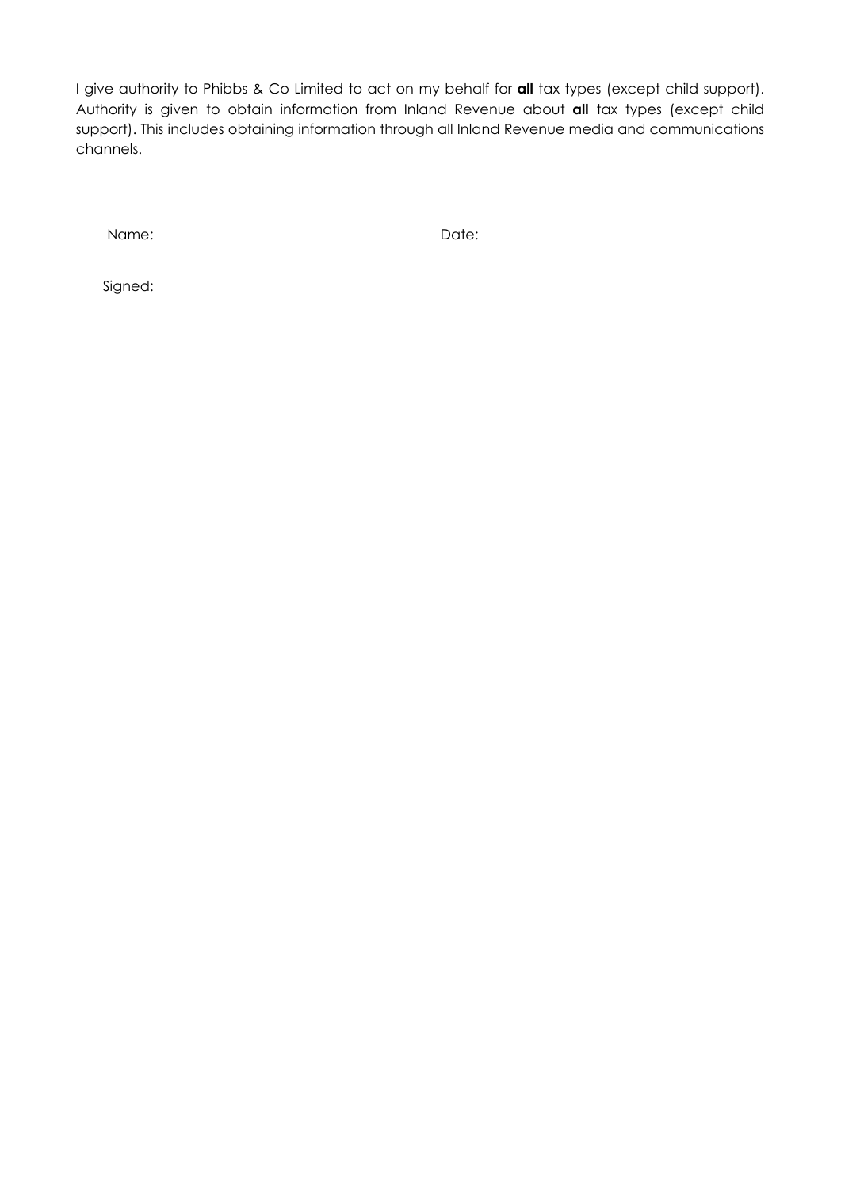I give authority to Phibbs & Co Limited to act on my behalf for **all** tax types (except child support). Authority is given to obtain information from Inland Revenue about **all** tax types (except child support). This includes obtaining information through all Inland Revenue media and communications channels.

Name: Date:

Signed: